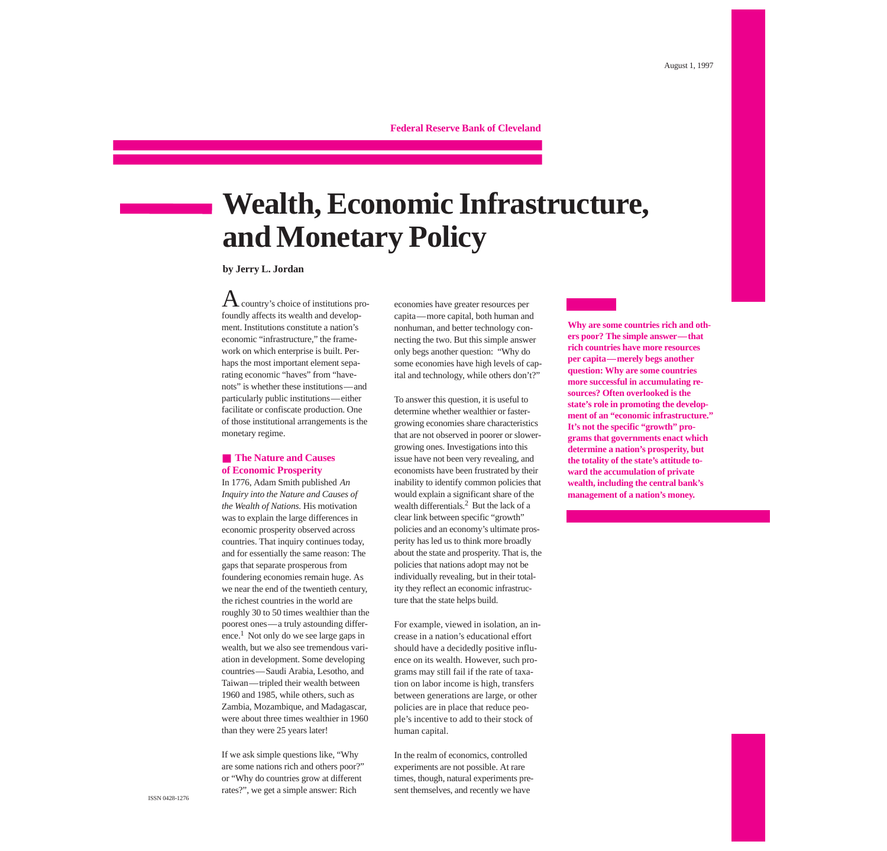August 1, 1997

**Federal Reserve Bank of Cleveland**

# Wealth, Economic Infrastructure, and Monetary Policy

**by Jerry L. Jordan**

**Why are some countries rich and others poor? The simple answer—that rich countries have more resources per capita—merely begs another question: Why are some countries more successful in accumulating resources? Often overlooked is the state's role in promoting the development of an "economic infrastructure." It's not the specific "growth" programs that governments enact which determine a nation's prosperity, but the totality of the state's attitude toward the accumulation of private wealth, including the central bank's management of a nation's money.**

A country's choice of institutions profoundly affects its wealth and development. Institutions constitute a nation's economic "infrastructure," the framework on which enterprise is built. Perhaps the most important element separating economic "haves" from "have-nots" is whether these institutions—and particularly public institutions—either facilitate or confiscate production. One of those institutional arrangements is the monetary regime.

## The Nature and Causes of Economic Prosperity

In 1776, Adam Smith published *An Inquiry into the Nature and Causes of the Wealth of Nations.* His motivation was to explain the large differences in economic prosperity observed across countries. That inquiry continues today, and for essentially the same reason: The gaps that separate prosperous from foundering economies remain huge. As we near the end of the twentieth century, the richest countries in the world are roughly 30 to 50 times wealthier than the poorest ones—a truly astounding difference.[1] Not only do we see large gaps in wealth, but we also see tremendous variation in development. Some developing countries—Saudi Arabia, Lesotho, and Taiwan—tripled their wealth between 1960 and 1985, while others, such as Zambia, Mozambique, and Madagascar, were about three times wealthier in 1960 than they were 25 years later!

If we ask simple questions like, "Why are some nations rich and others poor?" or "Why do countries grow at different rates?", we get a simple answer: Rich economies have greater resources per capita—more capital, both human and nonhuman, and better technology connecting the two. But this simple answer only begs another question: "Why do some economies have high levels of capital and technology, while others don't?"

To answer this question, it is useful to determine whether wealthier or faster-growing economies share characteristics that are not observed in poorer or slower-growing ones. Investigations into this issue have not been very revealing, and economists have been frustrated by their inability to identify common policies that would explain a significant share of the wealth differentials.[2] But the lack of a clear link between specific "growth" policies and an economy's ultimate prosperity has led us to think more broadly about the state and prosperity. That is, the policies that nations adopt may not be individually revealing, but in their totality they reflect an economic infrastructure that the state helps build.

For example, viewed in isolation, an increase in a nation's educational effort should have a decidedly positive influence on its wealth. However, such programs may still fail if the rate of taxation on labor income is high, transfers between generations are large, or other policies are in place that reduce people's incentive to add to their stock of human capital.

In the realm of economics, controlled experiments are not possible. At rare times, though, natural experiments present themselves, and recently we have

ISSN 0428-1276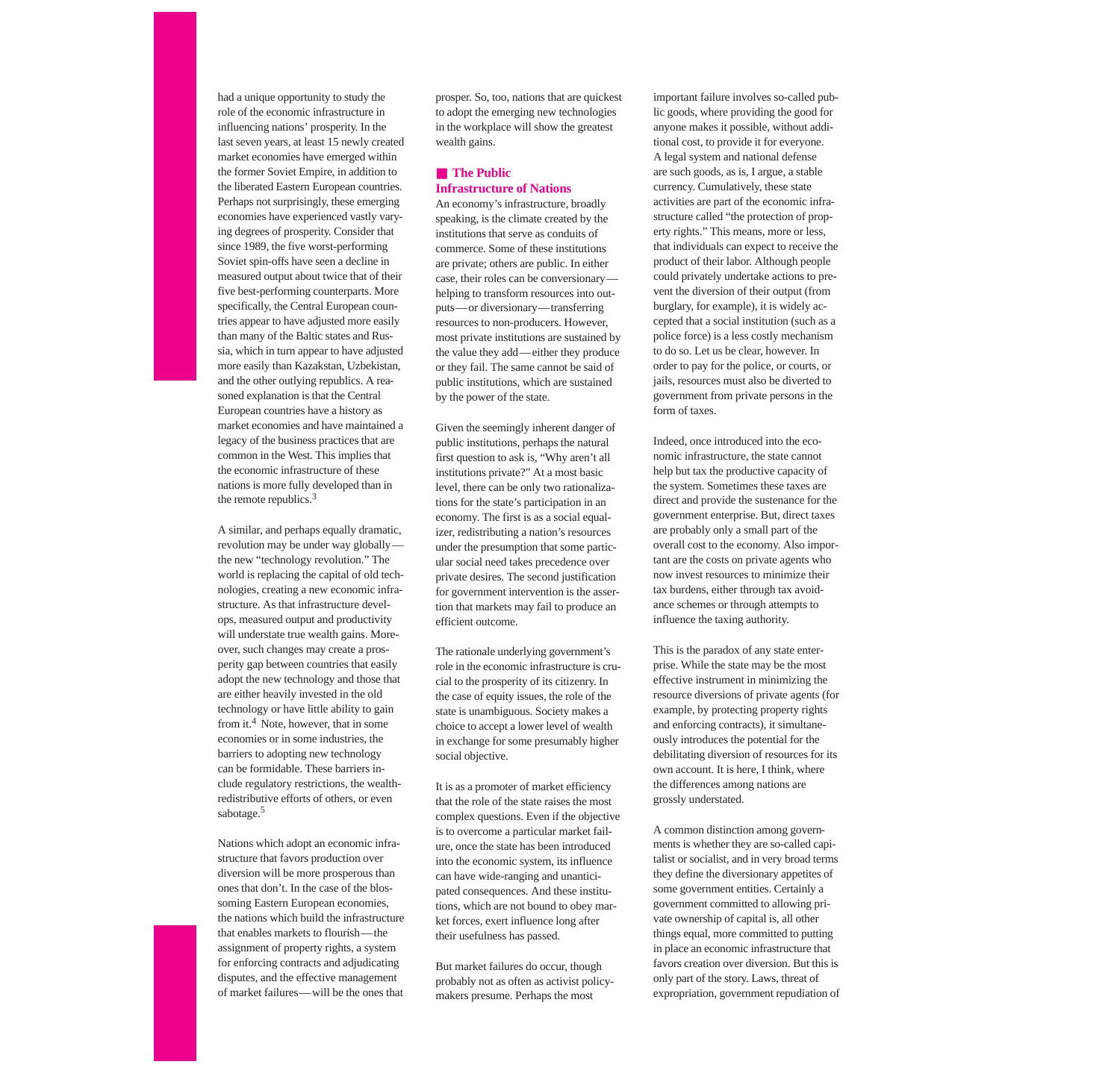had a unique opportunity to study the role of the economic infrastructure in influencing nations' prosperity. In the last seven years, at least 15 newly created market economies have emerged within the former Soviet Empire, in addition to the liberated Eastern European countries. Perhaps not surprisingly, these emerging economies have experienced vastly varying degrees of prosperity. Consider that since 1989, the five worst-performing Soviet spin-offs have seen a decline in measured output about twice that of their five best-performing counterparts. More specifically, the Central European countries appear to have adjusted more easily than many of the Baltic states and Russia, which in turn appear to have adjusted more easily than Kazakstan, Uzbekistan, and the other outlying republics. A reasoned explanation is that the Central European countries have a history as market economies and have maintained a legacy of the business practices that are common in the West. This implies that the economic infrastructure of these nations is more fully developed than in the remote republics.[3]

A similar, and perhaps equally dramatic, revolution may be under way globally—the new "technology revolution." The world is replacing the capital of old technologies, creating a new economic infrastructure. As that infrastructure develops, measured output and productivity will understate true wealth gains. Moreover, such changes may create a prosperity gap between countries that easily adopt the new technology and those that are either heavily invested in the old technology or have little ability to gain from it.[4] Note, however, that in some economies or in some industries, the barriers to adopting new technology can be formidable. These barriers include regulatory restrictions, the wealth-redistributive efforts of others, or even sabotage.[5]

Nations which adopt an economic infrastructure that favors production over diversion will be more prosperous than ones that don't. In the case of the blossoming Eastern European economies, the nations which build the infrastructure that enables markets to flourish—the assignment of property rights, a system for enforcing contracts and adjudicating disputes, and the effective management of market failures—will be the ones that prosper. So, too, nations that are quickest to adopt the emerging new technologies in the workplace will show the greatest wealth gains.

## The Public Infrastructure of Nations

An economy's infrastructure, broadly speaking, is the climate created by the institutions that serve as conduits of commerce. Some of these institutions are private; others are public. In either case, their roles can be conversionary—helping to transform resources into outputs—or diversionary—transferring resources to non-producers. However, most private institutions are sustained by the value they add—either they produce or they fail. The same cannot be said of public institutions, which are sustained by the power of the state.

Given the seemingly inherent danger of public institutions, perhaps the natural first question to ask is, "Why aren't all institutions private?" At a most basic level, there can be only two rationalizations for the state's participation in an economy. The first is as a social equalizer, redistributing a nation's resources under the presumption that some particular social need takes precedence over private desires. The second justification for government intervention is the assertion that markets may fail to produce an efficient outcome.

The rationale underlying government's role in the economic infrastructure is crucial to the prosperity of its citizenry. In the case of equity issues, the role of the state is unambiguous. Society makes a choice to accept a lower level of wealth in exchange for some presumably higher social objective.

It is as a promoter of market efficiency that the role of the state raises the most complex questions. Even if the objective is to overcome a particular market failure, once the state has been introduced into the economic system, its influence can have wide-ranging and unanticipated consequences. And these institutions, which are not bound to obey market forces, exert influence long after their usefulness has passed.

But market failures do occur, though probably not as often as activist policymakers presume. Perhaps the most important failure involves so-called public goods, where providing the good for anyone makes it possible, without additional cost, to provide it for everyone. A legal system and national defense are such goods, as is, I argue, a stable currency. Cumulatively, these state activities are part of the economic infrastructure called "the protection of property rights." This means, more or less, that individuals can expect to receive the product of their labor. Although people could privately undertake actions to prevent the diversion of their output (from burglary, for example), it is widely accepted that a social institution (such as a police force) is a less costly mechanism to do so. Let us be clear, however. In order to pay for the police, or courts, or jails, resources must also be diverted to government from private persons in the form of taxes.

Indeed, once introduced into the economic infrastructure, the state cannot help but tax the productive capacity of the system. Sometimes these taxes are direct and provide the sustenance for the government enterprise. But, direct taxes are probably only a small part of the overall cost to the economy. Also important are the costs on private agents who now invest resources to minimize their tax burdens, either through tax avoidance schemes or through attempts to influence the taxing authority.

This is the paradox of any state enterprise. While the state may be the most effective instrument in minimizing the resource diversions of private agents (for example, by protecting property rights and enforcing contracts), it simultaneously introduces the potential for the debilitating diversion of resources for its own account. It is here, I think, where the differences among nations are grossly understated.

A common distinction among governments is whether they are so-called capitalist or socialist, and in very broad terms they define the diversionary appetites of some government entities. Certainly a government committed to allowing private ownership of capital is, all other things equal, more committed to putting in place an economic infrastructure that favors creation over diversion. But this is only part of the story. Laws, threat of expropriation, government repudiation of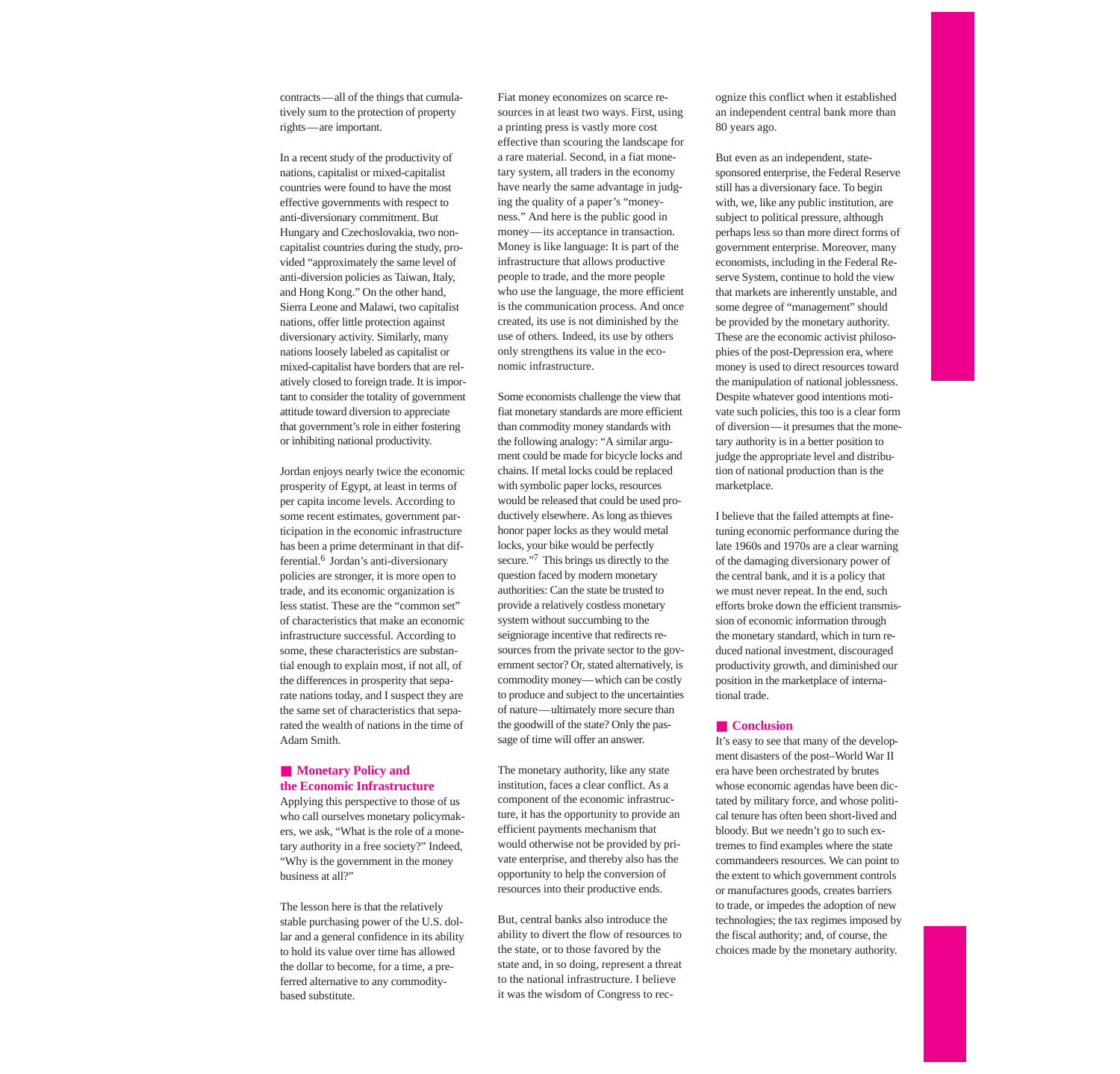contracts—all of the things that cumulatively sum to the protection of property rights—are important.

In a recent study of the productivity of nations, capitalist or mixed-capitalist countries were found to have the most effective governments with respect to anti-diversionary commitment. But Hungary and Czechoslovakia, two noncapitalist countries during the study, provided "approximately the same level of anti-diversion policies as Taiwan, Italy, and Hong Kong." On the other hand, Sierra Leone and Malawi, two capitalist nations, offer little protection against diversionary activity. Similarly, many nations loosely labeled as capitalist or mixed-capitalist have borders that are relatively closed to foreign trade. It is important to consider the totality of government attitude toward diversion to appreciate that government's role in either fostering or inhibiting national productivity.

Jordan enjoys nearly twice the economic prosperity of Egypt, at least in terms of per capita income levels. According to some recent estimates, government participation in the economic infrastructure has been a prime determinant in that differential.[6] Jordan's anti-diversionary policies are stronger, it is more open to trade, and its economic organization is less statist. These are the "common set" of characteristics that make an economic infrastructure successful. According to some, these characteristics are substantial enough to explain most, if not all, of the differences in prosperity that separate nations today, and I suspect they are the same set of characteristics that separated the wealth of nations in the time of Adam Smith.

## Monetary Policy and the Economic Infrastructure

Applying this perspective to those of us who call ourselves monetary policymakers, we ask, "What is the role of a monetary authority in a free society?" Indeed, "Why is the government in the money business at all?"

The lesson here is that the relatively stable purchasing power of the U.S. dollar and a general confidence in its ability to hold its value over time has allowed the dollar to become, for a time, a preferred alternative to any commodity-based substitute.

Fiat money economizes on scarce resources in at least two ways. First, using a printing press is vastly more cost effective than scouring the landscape for a rare material. Second, in a fiat monetary system, all traders in the economy have nearly the same advantage in judging the quality of a paper's "moneyness." And here is the public good in money—its acceptance in transaction. Money is like language: It is part of the infrastructure that allows productive people to trade, and the more people who use the language, the more efficient is the communication process. And once created, its use is not diminished by the use of others. Indeed, its use by others only strengthens its value in the economic infrastructure.

Some economists challenge the view that fiat monetary standards are more efficient than commodity money standards with the following analogy: "A similar argument could be made for bicycle locks and chains. If metal locks could be replaced with symbolic paper locks, resources would be released that could be used productively elsewhere. As long as thieves honor paper locks as they would metal locks, your bike would be perfectly secure."[7] This brings us directly to the question faced by modern monetary authorities: Can the state be trusted to provide a relatively costless monetary system without succumbing to the seigniorage incentive that redirects resources from the private sector to the government sector? Or, stated alternatively, is commodity money—which can be costly to produce and subject to the uncertainties of nature—ultimately more secure than the goodwill of the state? Only the passage of time will offer an answer.

The monetary authority, like any state institution, faces a clear conflict. As a component of the economic infrastructure, it has the opportunity to provide an efficient payments mechanism that would otherwise not be provided by private enterprise, and thereby also has the opportunity to help the conversion of resources into their productive ends.

But, central banks also introduce the ability to divert the flow of resources to the state, or to those favored by the state and, in so doing, represent a threat to the national infrastructure. I believe it was the wisdom of Congress to recognize this conflict when it established an independent central bank more than 80 years ago.

But even as an independent, state-sponsored enterprise, the Federal Reserve still has a diversionary face. To begin with, we, like any public institution, are subject to political pressure, although perhaps less so than more direct forms of government enterprise. Moreover, many economists, including in the Federal Reserve System, continue to hold the view that markets are inherently unstable, and some degree of "management" should be provided by the monetary authority. These are the economic activist philosophies of the post-Depression era, where money is used to direct resources toward the manipulation of national joblessness. Despite whatever good intentions motivate such policies, this too is a clear form of diversion—it presumes that the monetary authority is in a better position to judge the appropriate level and distribution of national production than is the marketplace.

I believe that the failed attempts at fine-tuning economic performance during the late 1960s and 1970s are a clear warning of the damaging diversionary power of the central bank, and it is a policy that we must never repeat. In the end, such efforts broke down the efficient transmission of economic information through the monetary standard, which in turn reduced national investment, discouraged productivity growth, and diminished our position in the marketplace of international trade.

## Conclusion

It's easy to see that many of the development disasters of the post–World War II era have been orchestrated by brutes whose economic agendas have been dictated by military force, and whose political tenure has often been short-lived and bloody. But we needn't go to such extremes to find examples where the state commandeers resources. We can point to the extent to which government controls or manufactures goods, creates barriers to trade, or impedes the adoption of new technologies; the tax regimes imposed by the fiscal authority; and, of course, the choices made by the monetary authority.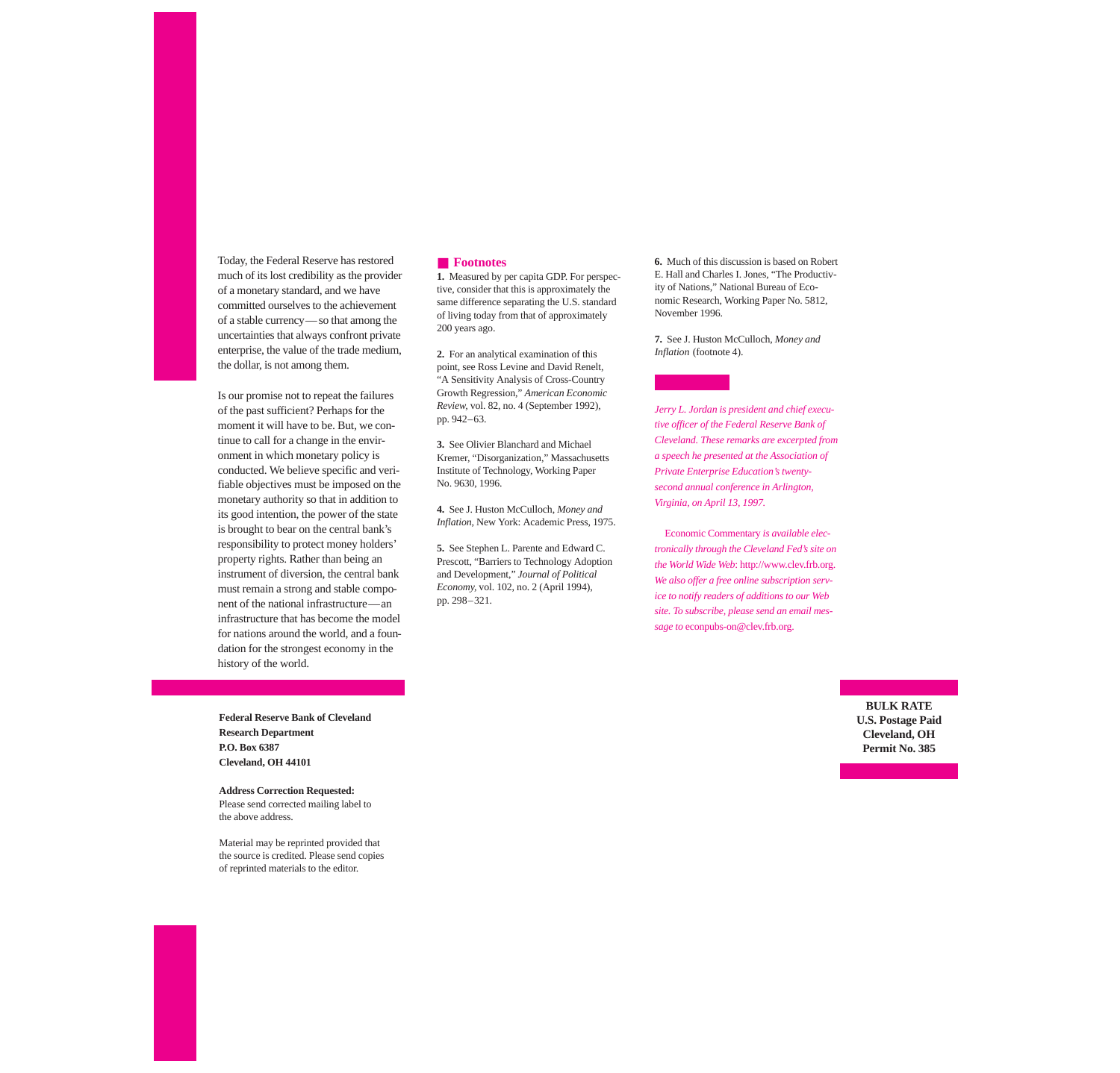Today, the Federal Reserve has restored much of its lost credibility as the provider of a monetary standard, and we have committed ourselves to the achievement of a stable currency—so that among the uncertainties that always confront private enterprise, the value of the trade medium, the dollar, is not among them.

Is our promise not to repeat the failures of the past sufficient? Perhaps for the moment it will have to be. But, we continue to call for a change in the environment in which monetary policy is conducted. We believe specific and verifiable objectives must be imposed on the monetary authority so that in addition to its good intention, the power of the state is brought to bear on the central bank's responsibility to protect money holders' property rights. Rather than being an instrument of diversion, the central bank must remain a strong and stable component of the national infrastructure—an infrastructure that has become the model for nations around the world, and a foundation for the strongest economy in the history of the world.

## Footnotes

**1.** Measured by per capita GDP. For perspective, consider that this is approximately the same difference separating the U.S. standard of living today from that of approximately 200 years ago.

**2.** For an analytical examination of this point, see Ross Levine and David Renelt, "A Sensitivity Analysis of Cross-Country Growth Regression," *American Economic Review*, vol. 82, no. 4 (September 1992), pp. 942–63.

**3.** See Olivier Blanchard and Michael Kremer, "Disorganization," Massachusetts Institute of Technology, Working Paper No. 9630, 1996.

**4.** See J. Huston McCulloch, *Money and Inflation*, New York: Academic Press, 1975.

**5.** See Stephen L. Parente and Edward C. Prescott, "Barriers to Technology Adoption and Development," *Journal of Political Economy*, vol. 102, no. 2 (April 1994), pp. 298–321.

**6.** Much of this discussion is based on Robert E. Hall and Charles I. Jones, "The Productivity of Nations," National Bureau of Economic Research, Working Paper No. 5812, November 1996.

**7.** See J. Huston McCulloch, *Money and Inflation* (footnote 4).

*Jerry L. Jordan is president and chief executive officer of the Federal Reserve Bank of Cleveland. These remarks are excerpted from a speech he presented at the Association of Private Enterprise Education's twenty-second annual conference in Arlington, Virginia, on April 13, 1997.*

Economic Commentary *is available electronically through the Cleveland Fed's site on the World Wide Web*: http://www.clev.frb.org. *We also offer a free online subscription service to notify readers of additions to our Web site. To subscribe, please send an email message to* econpubs-on@clev.frb.org.

**Federal Reserve Bank of Cleveland**
**Research Department**
**P.O. Box 6387**
**Cleveland, OH 44101**

**Address Correction Requested:**
Please send corrected mailing label to the above address.

Material may be reprinted provided that the source is credited. Please send copies of reprinted materials to the editor.

**BULK RATE**
**U.S. Postage Paid**
**Cleveland, OH**
**Permit No. 385**